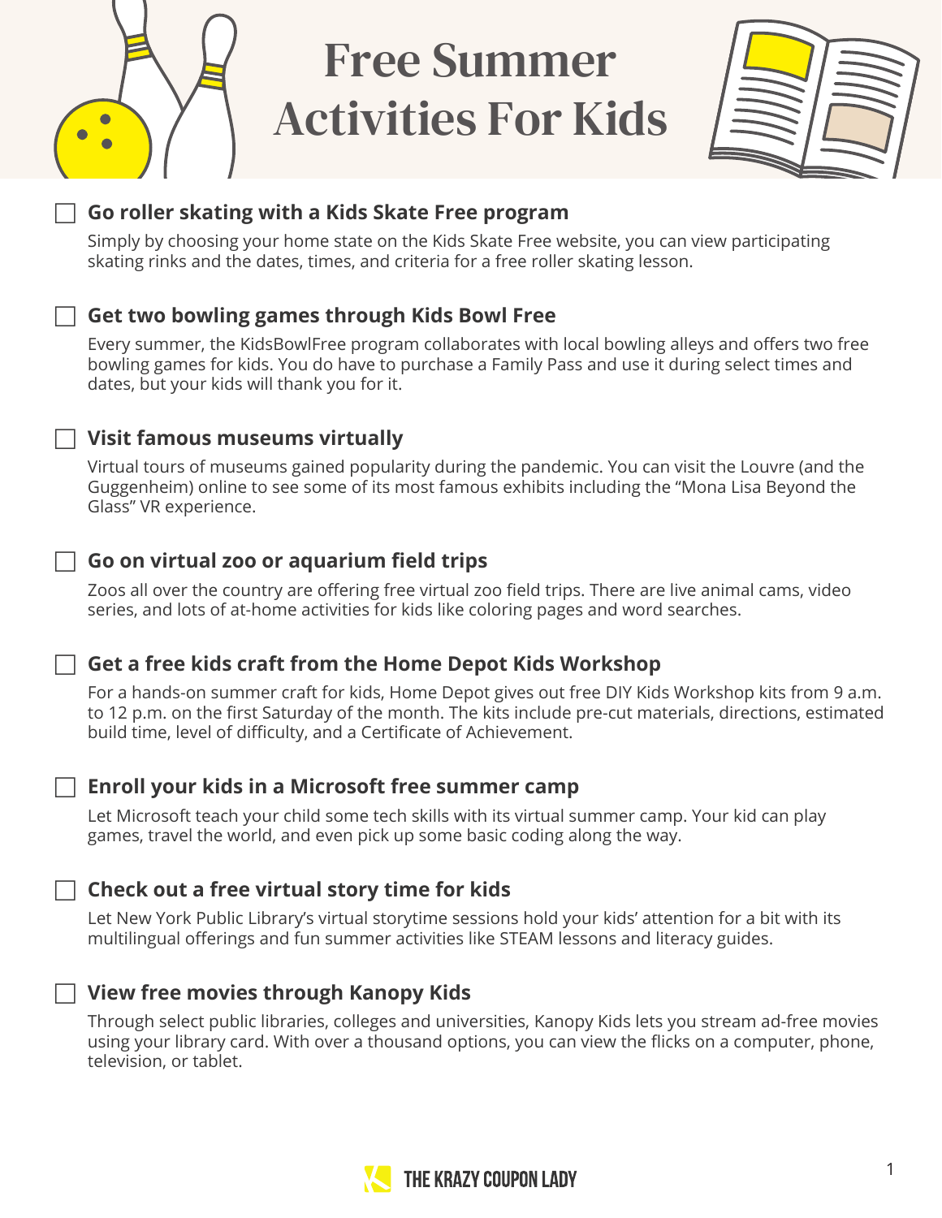# Free Summer Activities For Kids

- [ ] **Go roller skating with a Kids Skate Free program**

Simply by choosing your home state on the Kids Skate Free website, you can view participating skating rinks and the dates, times, and criteria for a free roller skating lesson.

- [ ] **Get two bowling games through Kids Bowl Free**

Every summer, the KidsBowlFree program collaborates with local bowling alleys and offers two free bowling games for kids. You do have to purchase a Family Pass and use it during select times and dates, but your kids will thank you for it.

- [ ] **Visit famous museums virtually**

Virtual tours of museums gained popularity during the pandemic. You can visit the Louvre (and the Guggenheim) online to see some of its most famous exhibits including the "Mona Lisa Beyond the Glass" VR experience.

- [ ] **Go on virtual zoo or aquarium field trips**

Zoos all over the country are offering free virtual zoo field trips. There are live animal cams, video series, and lots of at-home activities for kids like coloring pages and word searches.

- [ ] **Get a free kids craft from the Home Depot Kids Workshop**

For a hands-on summer craft for kids, Home Depot gives out free DIY Kids Workshop kits from 9 a.m. to 12 p.m. on the first Saturday of the month. The kits include pre-cut materials, directions, estimated build time, level of difficulty, and a Certificate of Achievement.

- [ ] **Enroll your kids in a Microsoft free summer camp**

Let Microsoft teach your child some tech skills with its virtual summer camp. Your kid can play games, travel the world, and even pick up some basic coding along the way.

- [ ] **Check out a free virtual story time for kids**

Let New York Public Library's virtual storytime sessions hold your kids' attention for a bit with its multilingual offerings and fun summer activities like STEAM lessons and literacy guides.

- [ ] **View free movies through Kanopy Kids**

Through select public libraries, colleges and universities, Kanopy Kids lets you stream ad-free movies using your library card. With over a thousand options, you can view the flicks on a computer, phone, television, or tablet.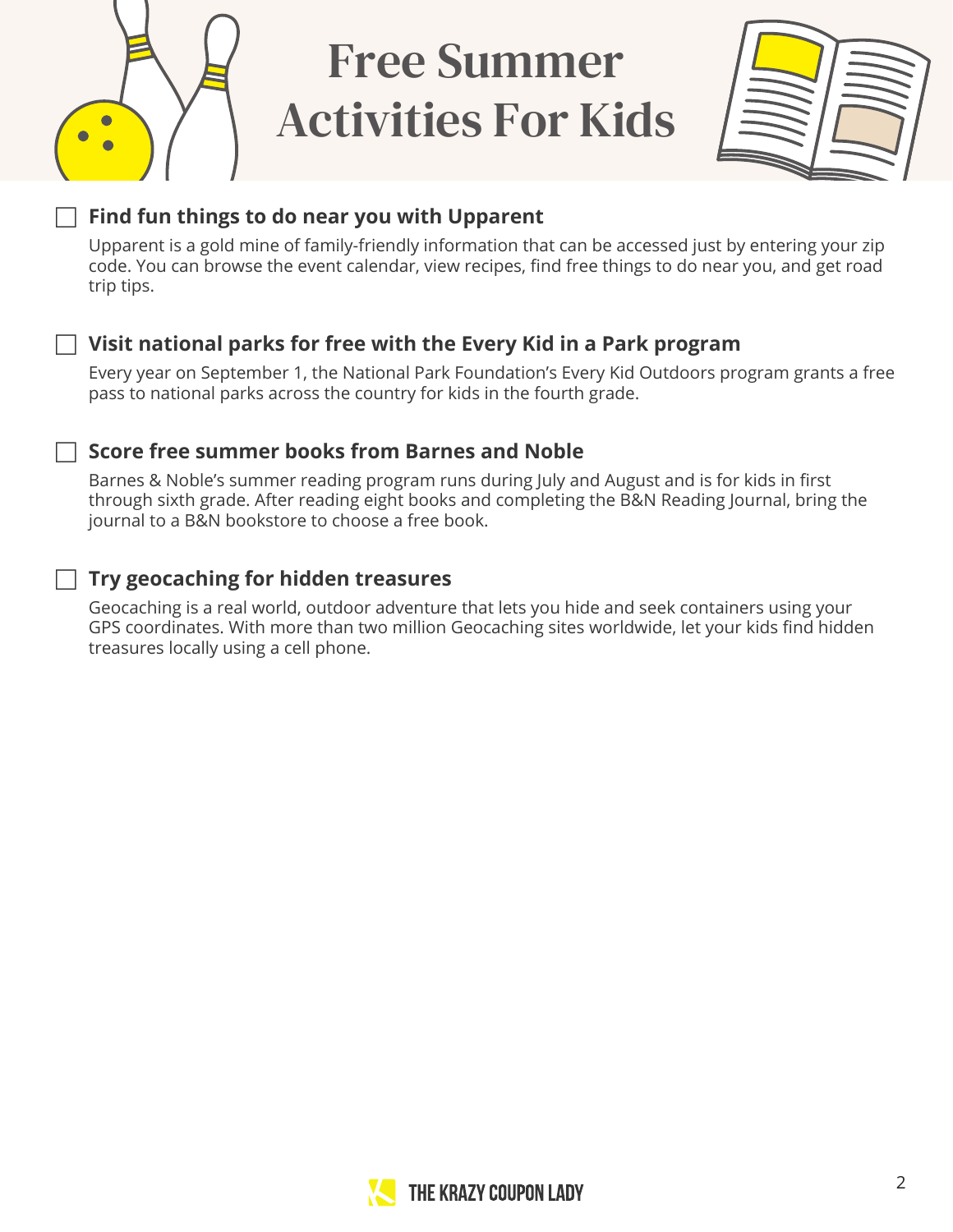# Free Summer Activities For Kids

- [ ] **Find fun things to do near you with Upparent**

  Upparent is a gold mine of family-friendly information that can be accessed just by entering your zip code. You can browse the event calendar, view recipes, find free things to do near you, and get road trip tips.

- [ ] **Visit national parks for free with the Every Kid in a Park program**

  Every year on September 1, the National Park Foundation's Every Kid Outdoors program grants a free pass to national parks across the country for kids in the fourth grade.

- [ ] **Score free summer books from Barnes and Noble**

  Barnes & Noble's summer reading program runs during July and August and is for kids in first through sixth grade. After reading eight books and completing the B&N Reading Journal, bring the journal to a B&N bookstore to choose a free book.

- [ ] **Try geocaching for hidden treasures**

  Geocaching is a real world, outdoor adventure that lets you hide and seek containers using your GPS coordinates. With more than two million Geocaching sites worldwide, let your kids find hidden treasures locally using a cell phone.